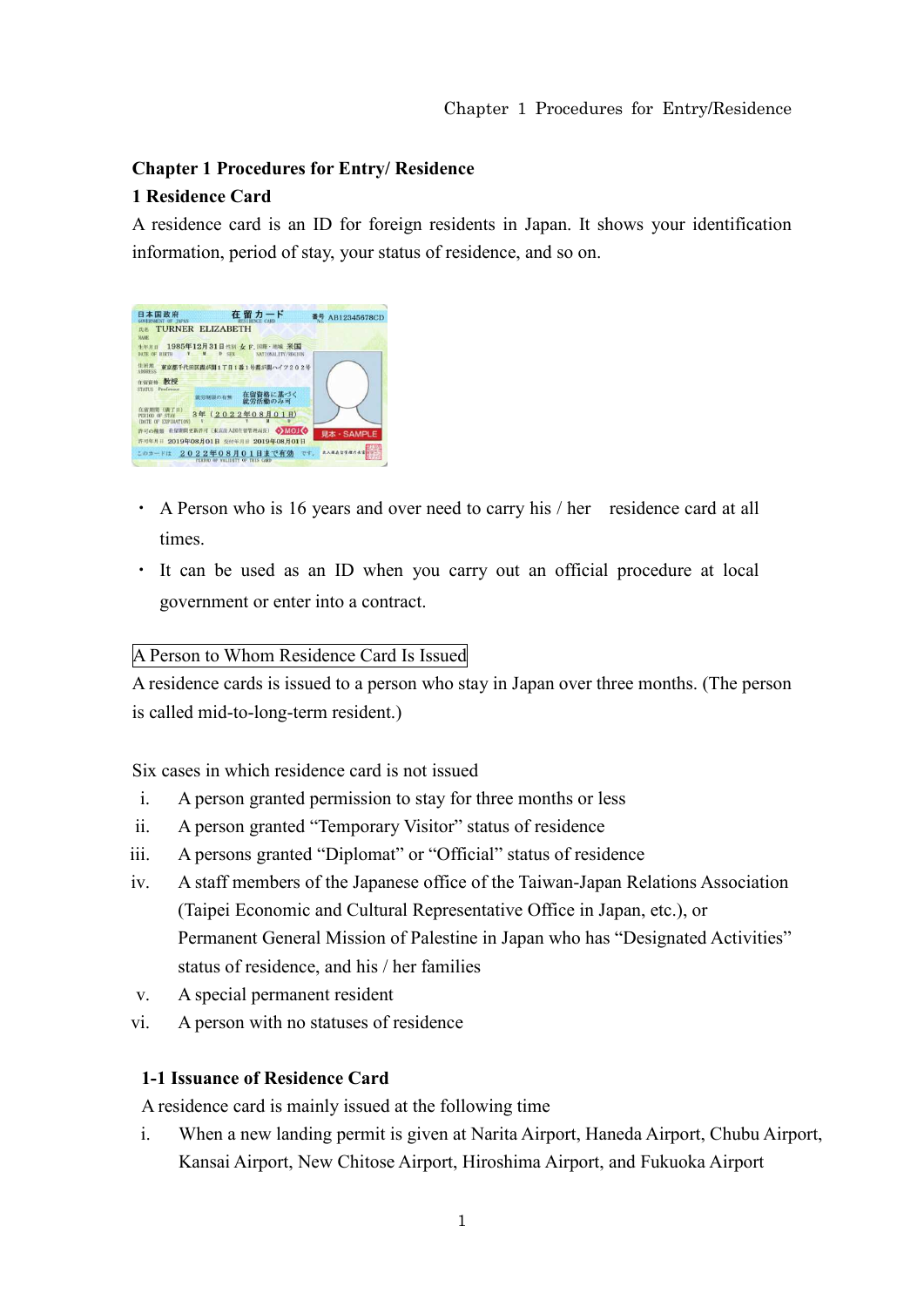## Chapter 1 Procedures for Entry/ Residence

### 1 Residence Card

A residence card is an ID for foreign residents in Japan. It shows your identification information, period of stay, your status of residence, and so on.

- A Person who is 16 years and over need to carry his / her residence card at all times.
- It can be used as an ID when you carry out an official procedure at local government or enter into a contract.

A Person to Whom Residence Card Is Issued

A residence cards is issued to a person who stay in Japan over three months. (The person is called mid-to-long-term resident.)

Six cases in which residence card is not issued

i. A person granted permission to stay for three months or less
ii. A person granted "Temporary Visitor" status of residence
iii. A persons granted "Diplomat" or "Official" status of residence
iv. A staff members of the Japanese office of the Taiwan-Japan Relations Association (Taipei Economic and Cultural Representative Office in Japan, etc.), or Permanent General Mission of Palestine in Japan who has "Designated Activities" status of residence, and his / her families
v. A special permanent resident
vi. A person with no statuses of residence

### 1-1 Issuance of Residence Card

A residence card is mainly issued at the following time

i. When a new landing permit is given at Narita Airport, Haneda Airport, Chubu Airport, Kansai Airport, New Chitose Airport, Hiroshima Airport, and Fukuoka Airport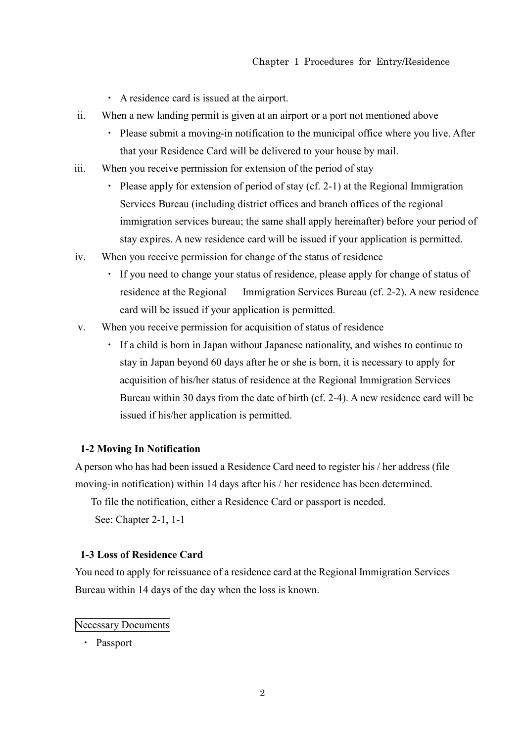- A residence card is issued at the airport.

ii. When a new landing permit is given at an airport or a port not mentioned above
   - Please submit a moving-in notification to the municipal office where you live. After that your Residence Card will be delivered to your house by mail.

iii. When you receive permission for extension of the period of stay
   - Please apply for extension of period of stay (cf. 2-1) at the Regional Immigration Services Bureau (including district offices and branch offices of the regional immigration services bureau; the same shall apply hereinafter) before your period of stay expires. A new residence card will be issued if your application is permitted.

iv. When you receive permission for change of the status of residence
   - If you need to change your status of residence, please apply for change of status of residence at the Regional Immigration Services Bureau (cf. 2-2). A new residence card will be issued if your application is permitted.

v. When you receive permission for acquisition of status of residence
   - If a child is born in Japan without Japanese nationality, and wishes to continue to stay in Japan beyond 60 days after he or she is born, it is necessary to apply for acquisition of his/her status of residence at the Regional Immigration Services Bureau within 30 days from the date of birth (cf. 2-4). A new residence card will be issued if his/her application is permitted.

### 1-2 Moving In Notification

A person who has had been issued a Residence Card need to register his / her address (file moving-in notification) within 14 days after his / her residence has been determined.

To file the notification, either a Residence Card or passport is needed.

See: Chapter 2-1, 1-1

### 1-3 Loss of Residence Card

You need to apply for reissuance of a residence card at the Regional Immigration Services Bureau within 14 days of the day when the loss is known.

Necessary Documents

- Passport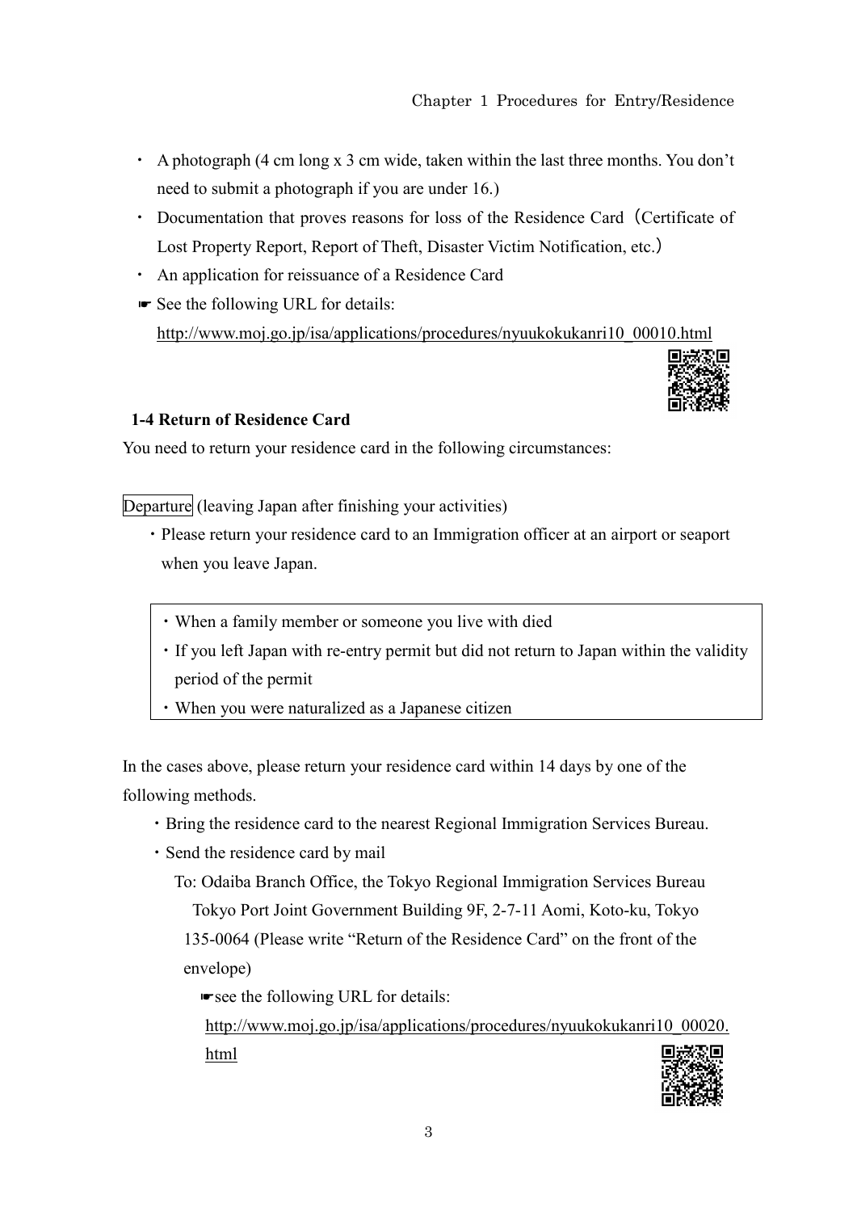- A photograph (4 cm long x 3 cm wide, taken within the last three months. You don't need to submit a photograph if you are under 16.)
- Documentation that proves reasons for loss of the Residence Card（Certificate of Lost Property Report, Report of Theft, Disaster Victim Notification, etc.）
- An application for reissuance of a Residence Card

☛ See the following URL for details:
http://www.moj.go.jp/isa/applications/procedures/nyuukokukanri10_00010.html

### 1-4 Return of Residence Card

You need to return your residence card in the following circumstances:

Departure (leaving Japan after finishing your activities)

- Please return your residence card to an Immigration officer at an airport or seaport when you leave Japan.

- When a family member or someone you live with died
- If you left Japan with re-entry permit but did not return to Japan within the validity period of the permit
- When you were naturalized as a Japanese citizen

In the cases above, please return your residence card within 14 days by one of the following methods.

- Bring the residence card to the nearest Regional Immigration Services Bureau.
- Send the residence card by mail

  To: Odaiba Branch Office, the Tokyo Regional Immigration Services Bureau
  Tokyo Port Joint Government Building 9F, 2-7-11 Aomi, Koto-ku, Tokyo 135-0064 (Please write "Return of the Residence Card" on the front of the envelope)

  ☛see the following URL for details:
  http://www.moj.go.jp/isa/applications/procedures/nyuukokukanri10_00020.html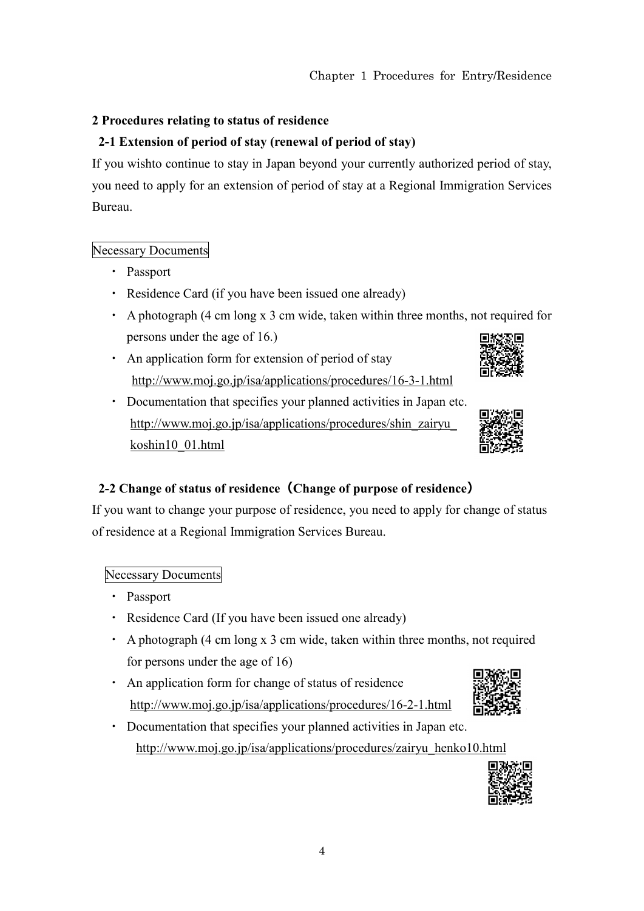## 2 Procedures relating to status of residence

### 2-1 Extension of period of stay (renewal of period of stay)

If you wishto continue to stay in Japan beyond your currently authorized period of stay, you need to apply for an extension of period of stay at a Regional Immigration Services Bureau.

Necessary Documents

- Passport
- Residence Card (if you have been issued one already)
- A photograph (4 cm long x 3 cm wide, taken within three months, not required for persons under the age of 16.)
- An application form for extension of period of stay
  http://www.moj.go.jp/isa/applications/procedures/16-3-1.html
- Documentation that specifies your planned activities in Japan etc.
  http://www.moj.go.jp/isa/applications/procedures/shin_zairyu_koshin10_01.html

### 2-2 Change of status of residence（Change of purpose of residence）

If you want to change your purpose of residence, you need to apply for change of status of residence at a Regional Immigration Services Bureau.

Necessary Documents

- Passport
- Residence Card (If you have been issued one already)
- A photograph (4 cm long x 3 cm wide, taken within three months, not required for persons under the age of 16)
- An application form for change of status of residence
  http://www.moj.go.jp/isa/applications/procedures/16-2-1.html
- Documentation that specifies your planned activities in Japan etc.
  http://www.moj.go.jp/isa/applications/procedures/zairyu_henko10.html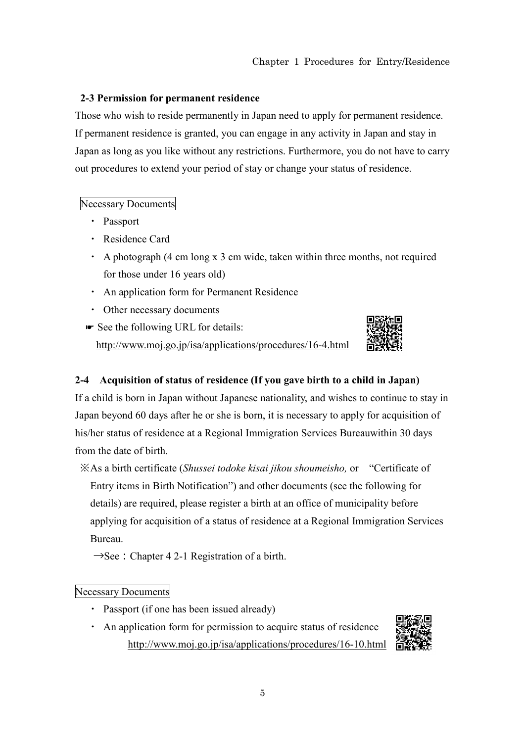### 2-3 Permission for permanent residence

Those who wish to reside permanently in Japan need to apply for permanent residence. If permanent residence is granted, you can engage in any activity in Japan and stay in Japan as long as you like without any restrictions. Furthermore, you do not have to carry out procedures to extend your period of stay or change your status of residence.

Necessary Documents

- Passport
- Residence Card
- A photograph (4 cm long x 3 cm wide, taken within three months, not required for those under 16 years old)
- An application form for Permanent Residence
- Other necessary documents

☛ See the following URL for details:
http://www.moj.go.jp/isa/applications/procedures/16-4.html

### 2-4　Acquisition of status of residence (If you gave birth to a child in Japan)

If a child is born in Japan without Japanese nationality, and wishes to continue to stay in Japan beyond 60 days after he or she is born, it is necessary to apply for acquisition of his/her status of residence at a Regional Immigration Services Bureauwithin 30 days from the date of birth.

※As a birth certificate (*Shussei todoke kisai jikou shoumeisho,* or　"Certificate of Entry items in Birth Notification") and other documents (see the following for details) are required, please register a birth at an office of municipality before applying for acquisition of a status of residence at a Regional Immigration Services Bureau.

→See：Chapter 4 2-1 Registration of a birth.

Necessary Documents

- Passport (if one has been issued already)
- An application form for permission to acquire status of residence
  http://www.moj.go.jp/isa/applications/procedures/16-10.html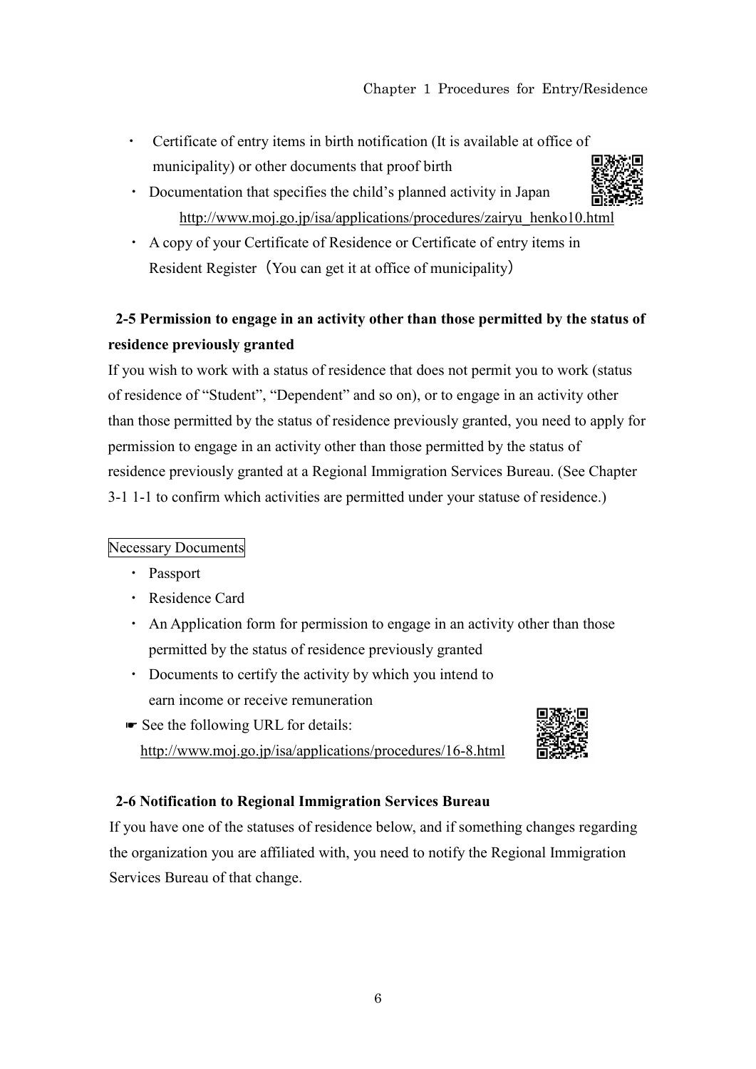- Certificate of entry items in birth notification (It is available at office of municipality) or other documents that proof birth
- Documentation that specifies the child's planned activity in Japan
  http://www.moj.go.jp/isa/applications/procedures/zairyu_henko10.html
- A copy of your Certificate of Residence or Certificate of entry items in Resident Register（You can get it at office of municipality）

## 2-5 Permission to engage in an activity other than those permitted by the status of residence previously granted

If you wish to work with a status of residence that does not permit you to work (status of residence of "Student", "Dependent" and so on), or to engage in an activity other than those permitted by the status of residence previously granted, you need to apply for permission to engage in an activity other than those permitted by the status of residence previously granted at a Regional Immigration Services Bureau. (See Chapter 3-1 1-1 to confirm which activities are permitted under your statuse of residence.)

Necessary Documents

- Passport
- Residence Card
- An Application form for permission to engage in an activity other than those permitted by the status of residence previously granted
- Documents to certify the activity by which you intend to earn income or receive remuneration

☛ See the following URL for details:
http://www.moj.go.jp/isa/applications/procedures/16-8.html

## 2-6 Notification to Regional Immigration Services Bureau

If you have one of the statuses of residence below, and if something changes regarding the organization you are affiliated with, you need to notify the Regional Immigration Services Bureau of that change.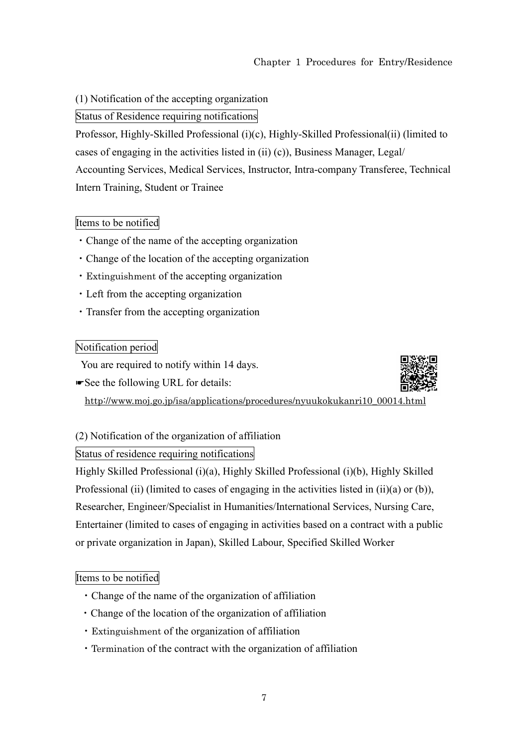(1) Notification of the accepting organization

Status of Residence requiring notifications

Professor, Highly-Skilled Professional (i)(c), Highly-Skilled Professional(ii) (limited to cases of engaging in the activities listed in (ii) (c)), Business Manager, Legal/ Accounting Services, Medical Services, Instructor, Intra-company Transferee, Technical Intern Training, Student or Trainee

Items to be notified

- Change of the name of the accepting organization
- Change of the location of the accepting organization
- Extinguishment of the accepting organization
- Left from the accepting organization
- Transfer from the accepting organization

Notification period

You are required to notify within 14 days.

☛See the following URL for details:

http://www.moj.go.jp/isa/applications/procedures/nyuukokukanri10_00014.html

(2) Notification of the organization of affiliation

Status of residence requiring notifications

Highly Skilled Professional (i)(a), Highly Skilled Professional (i)(b), Highly Skilled Professional (ii) (limited to cases of engaging in the activities listed in (ii)(a) or (b)), Researcher, Engineer/Specialist in Humanities/International Services, Nursing Care, Entertainer (limited to cases of engaging in activities based on a contract with a public or private organization in Japan), Skilled Labour, Specified Skilled Worker

Items to be notified

- Change of the name of the organization of affiliation
- Change of the location of the organization of affiliation
- Extinguishment of the organization of affiliation
- Termination of the contract with the organization of affiliation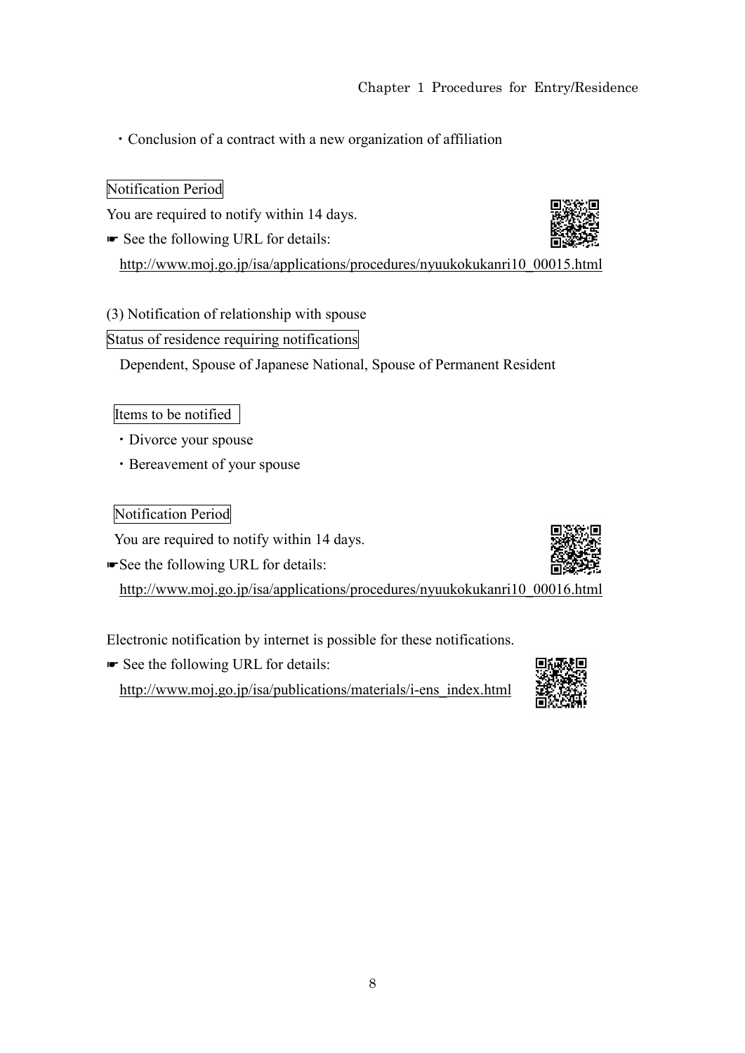・Conclusion of a contract with a new organization of affiliation

Notification Period

You are required to notify within 14 days.

☛ See the following URL for details:

http://www.moj.go.jp/isa/applications/procedures/nyuukokukanri10_00015.html

(3) Notification of relationship with spouse

Status of residence requiring notifications

Dependent, Spouse of Japanese National, Spouse of Permanent Resident

Items to be notified

・Divorce your spouse

・Bereavement of your spouse

Notification Period

You are required to notify within 14 days.

☛See the following URL for details:

http://www.moj.go.jp/isa/applications/procedures/nyuukokukanri10_00016.html

Electronic notification by internet is possible for these notifications.

☛ See the following URL for details:

http://www.moj.go.jp/isa/publications/materials/i-ens_index.html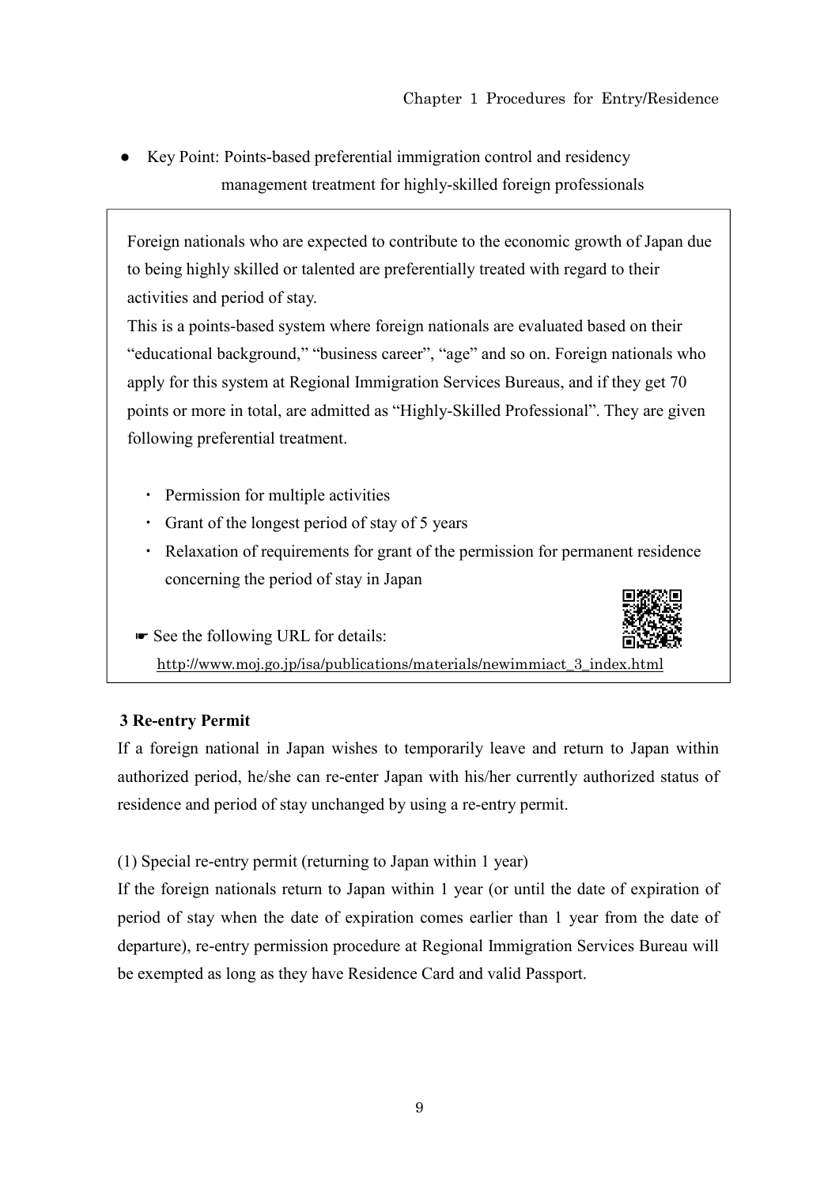- Key Point: Points-based preferential immigration control and residency management treatment for highly-skilled foreign professionals

Foreign nationals who are expected to contribute to the economic growth of Japan due to being highly skilled or talented are preferentially treated with regard to their activities and period of stay.

This is a points-based system where foreign nationals are evaluated based on their "educational background," "business career", "age" and so on. Foreign nationals who apply for this system at Regional Immigration Services Bureaus, and if they get 70 points or more in total, are admitted as "Highly-Skilled Professional". They are given following preferential treatment.

- Permission for multiple activities
- Grant of the longest period of stay of 5 years
- Relaxation of requirements for grant of the permission for permanent residence concerning the period of stay in Japan

☛ See the following URL for details:
http://www.moj.go.jp/isa/publications/materials/newimmiact_3_index.html

### 3 Re-entry Permit

If a foreign national in Japan wishes to temporarily leave and return to Japan within authorized period, he/she can re-enter Japan with his/her currently authorized status of residence and period of stay unchanged by using a re-entry permit.

(1) Special re-entry permit (returning to Japan within 1 year)

If the foreign nationals return to Japan within 1 year (or until the date of expiration of period of stay when the date of expiration comes earlier than 1 year from the date of departure), re-entry permission procedure at Regional Immigration Services Bureau will be exempted as long as they have Residence Card and valid Passport.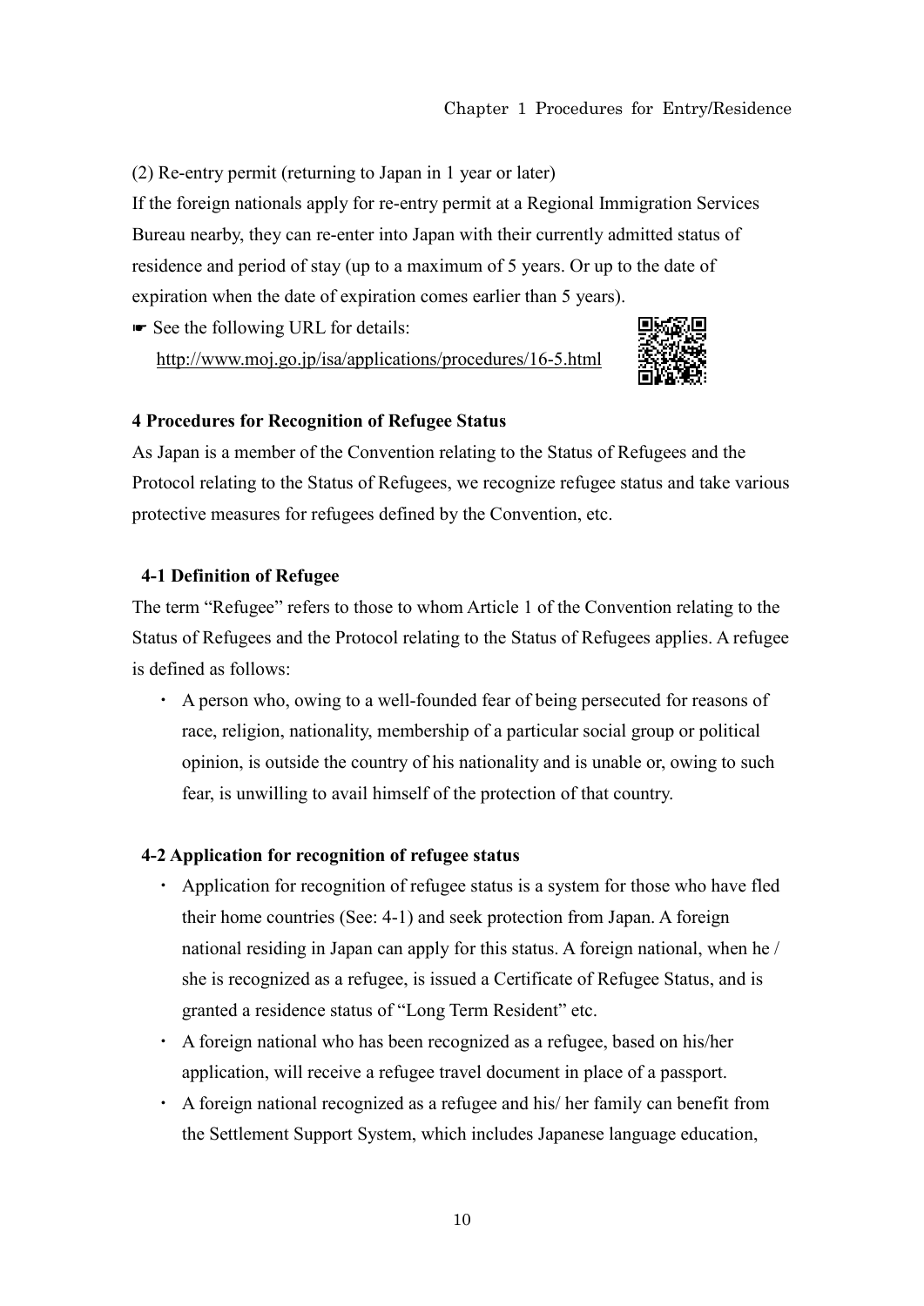(2) Re-entry permit (returning to Japan in 1 year or later)

If the foreign nationals apply for re-entry permit at a Regional Immigration Services Bureau nearby, they can re-enter into Japan with their currently admitted status of residence and period of stay (up to a maximum of 5 years. Or up to the date of expiration when the date of expiration comes earlier than 5 years).

☛ See the following URL for details:
http://www.moj.go.jp/isa/applications/procedures/16-5.html

## 4 Procedures for Recognition of Refugee Status

As Japan is a member of the Convention relating to the Status of Refugees and the Protocol relating to the Status of Refugees, we recognize refugee status and take various protective measures for refugees defined by the Convention, etc.

### 4-1 Definition of Refugee

The term "Refugee" refers to those to whom Article 1 of the Convention relating to the Status of Refugees and the Protocol relating to the Status of Refugees applies. A refugee is defined as follows:

- A person who, owing to a well-founded fear of being persecuted for reasons of race, religion, nationality, membership of a particular social group or political opinion, is outside the country of his nationality and is unable or, owing to such fear, is unwilling to avail himself of the protection of that country.

### 4-2 Application for recognition of refugee status

- Application for recognition of refugee status is a system for those who have fled their home countries (See: 4-1) and seek protection from Japan. A foreign national residing in Japan can apply for this status. A foreign national, when he / she is recognized as a refugee, is issued a Certificate of Refugee Status, and is granted a residence status of "Long Term Resident" etc.
- A foreign national who has been recognized as a refugee, based on his/her application, will receive a refugee travel document in place of a passport.
- A foreign national recognized as a refugee and his/ her family can benefit from the Settlement Support System, which includes Japanese language education,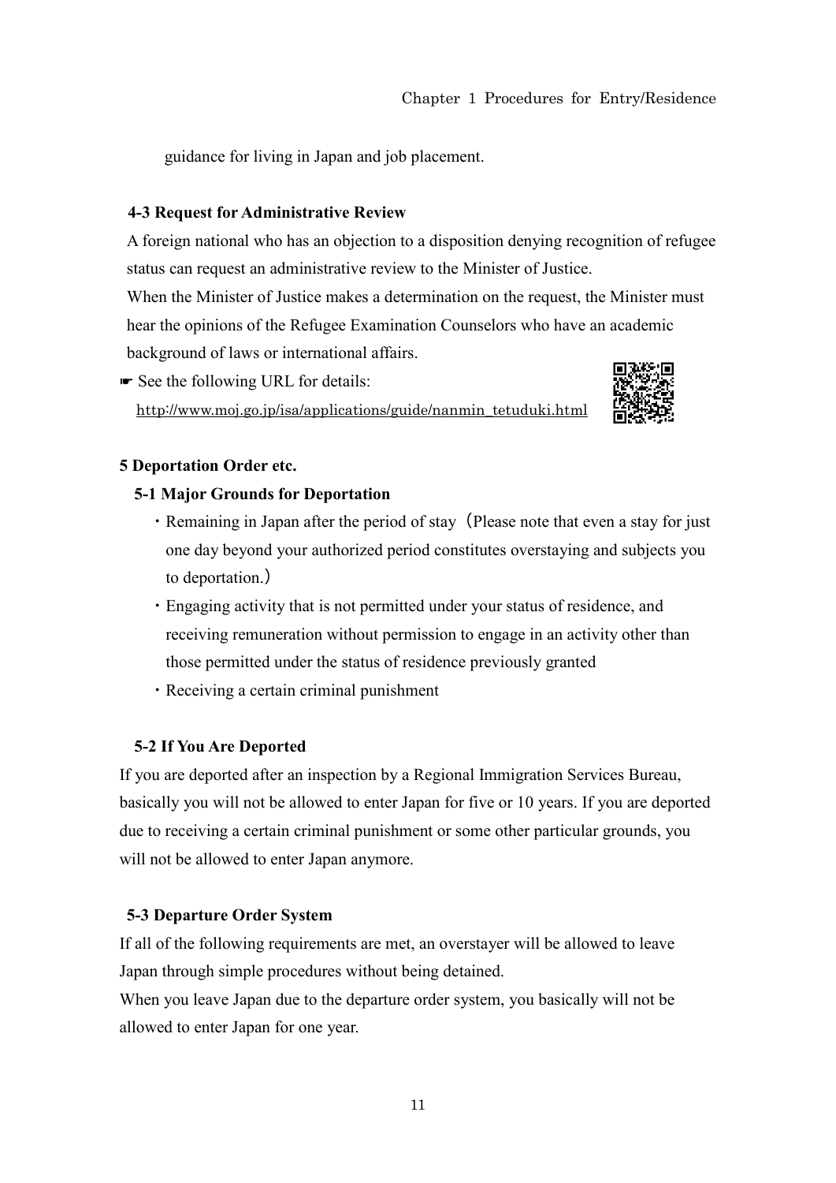guidance for living in Japan and job placement.

### 4-3 Request for Administrative Review

A foreign national who has an objection to a disposition denying recognition of refugee status can request an administrative review to the Minister of Justice.

When the Minister of Justice makes a determination on the request, the Minister must hear the opinions of the Refugee Examination Counselors who have an academic background of laws or international affairs.

☛ See the following URL for details:
http://www.moj.go.jp/isa/applications/guide/nanmin_tetuduki.html

## 5 Deportation Order etc.

### 5-1 Major Grounds for Deportation

- Remaining in Japan after the period of stay（Please note that even a stay for just one day beyond your authorized period constitutes overstaying and subjects you to deportation.）
- Engaging activity that is not permitted under your status of residence, and receiving remuneration without permission to engage in an activity other than those permitted under the status of residence previously granted
- Receiving a certain criminal punishment

### 5-2 If You Are Deported

If you are deported after an inspection by a Regional Immigration Services Bureau, basically you will not be allowed to enter Japan for five or 10 years. If you are deported due to receiving a certain criminal punishment or some other particular grounds, you will not be allowed to enter Japan anymore.

### 5-3 Departure Order System

If all of the following requirements are met, an overstayer will be allowed to leave Japan through simple procedures without being detained.

When you leave Japan due to the departure order system, you basically will not be allowed to enter Japan for one year.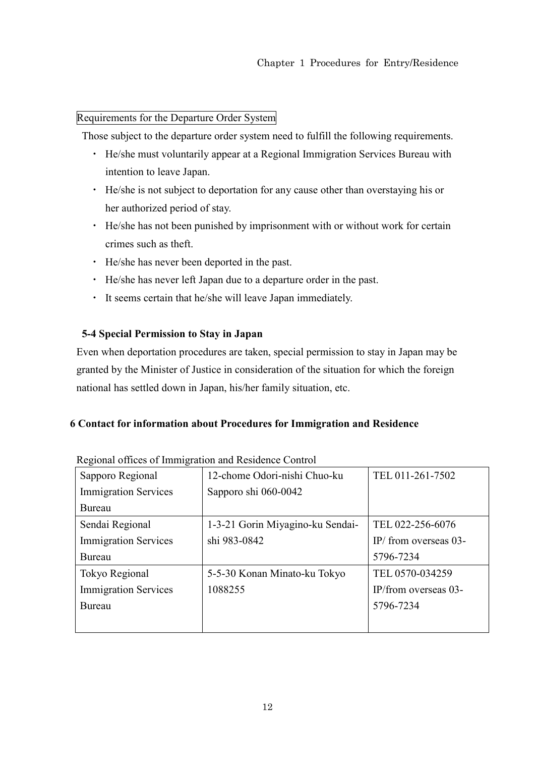Requirements for the Departure Order System

Those subject to the departure order system need to fulfill the following requirements.

- He/she must voluntarily appear at a Regional Immigration Services Bureau with intention to leave Japan.
- He/she is not subject to deportation for any cause other than overstaying his or her authorized period of stay.
- He/she has not been punished by imprisonment with or without work for certain crimes such as theft.
- He/she has never been deported in the past.
- He/she has never left Japan due to a departure order in the past.
- It seems certain that he/she will leave Japan immediately.

### 5-4 Special Permission to Stay in Japan

Even when deportation procedures are taken, special permission to stay in Japan may be granted by the Minister of Justice in consideration of the situation for which the foreign national has settled down in Japan, his/her family situation, etc.

## 6 Contact for information about Procedures for Immigration and Residence

Regional offices of Immigration and Residence Control

| | | |
|---|---|---|
| Sapporo Regional Immigration Services Bureau | 12-chome Odori-nishi Chuo-ku Sapporo shi 060-0042 | TEL 011-261-7502 |
| Sendai Regional Immigration Services Bureau | 1-3-21 Gorin Miyagino-ku Sendai-shi 983-0842 | TEL 022-256-6076 IP/ from overseas 03-5796-7234 |
| Tokyo Regional Immigration Services Bureau | 5-5-30 Konan Minato-ku Tokyo 1088255 | TEL 0570-034259 IP/from overseas 03-5796-7234 |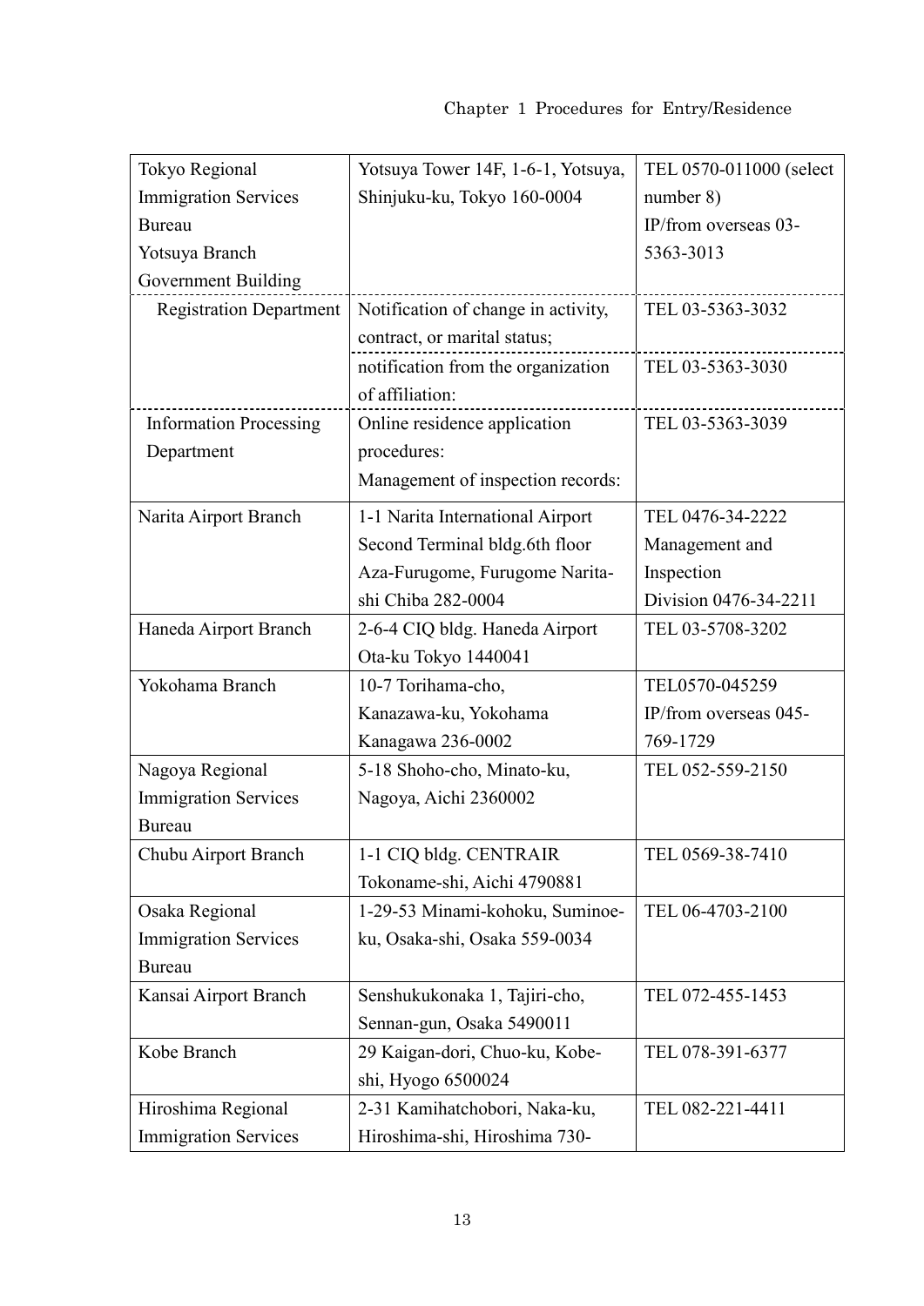| | | |
|---|---|---|
| Tokyo Regional Immigration Services Bureau Yotsuya Branch Government Building | Yotsuya Tower 14F, 1-6-1, Yotsuya, Shinjuku-ku, Tokyo 160-0004 | TEL 0570-011000 (select number 8) IP/from overseas 03-5363-3013 |
| Registration Department | Notification of change in activity, contract, or marital status; | TEL 03-5363-3032 |
| | notification from the organization of affiliation: | TEL 03-5363-3030 |
| Information Processing Department | Online residence application procedures: Management of inspection records: | TEL 03-5363-3039 |
| Narita Airport Branch | 1-1 Narita International Airport Second Terminal bldg.6th floor Aza-Furugome, Furugome Narita-shi Chiba 282-0004 | TEL 0476-34-2222 Management and Inspection Division 0476-34-2211 |
| Haneda Airport Branch | 2-6-4 CIQ bldg. Haneda Airport Ota-ku Tokyo 1440041 | TEL 03-5708-3202 |
| Yokohama Branch | 10-7 Torihama-cho, Kanazawa-ku, Yokohama Kanagawa 236-0002 | TEL0570-045259 IP/from overseas 045-769-1729 |
| Nagoya Regional Immigration Services Bureau | 5-18 Shoho-cho, Minato-ku, Nagoya, Aichi 2360002 | TEL 052-559-2150 |
| Chubu Airport Branch | 1-1 CIQ bldg. CENTRAIR Tokoname-shi, Aichi 4790881 | TEL 0569-38-7410 |
| Osaka Regional Immigration Services Bureau | 1-29-53 Minami-kohoku, Suminoe-ku, Osaka-shi, Osaka 559-0034 | TEL 06-4703-2100 |
| Kansai Airport Branch | Senshukukonaka 1, Tajiri-cho, Sennan-gun, Osaka 5490011 | TEL 072-455-1453 |
| Kobe Branch | 29 Kaigan-dori, Chuo-ku, Kobe-shi, Hyogo 6500024 | TEL 078-391-6377 |
| Hiroshima Regional Immigration Services | 2-31 Kamihatchobori, Naka-ku, Hiroshima-shi, Hiroshima 730- | TEL 082-221-4411 |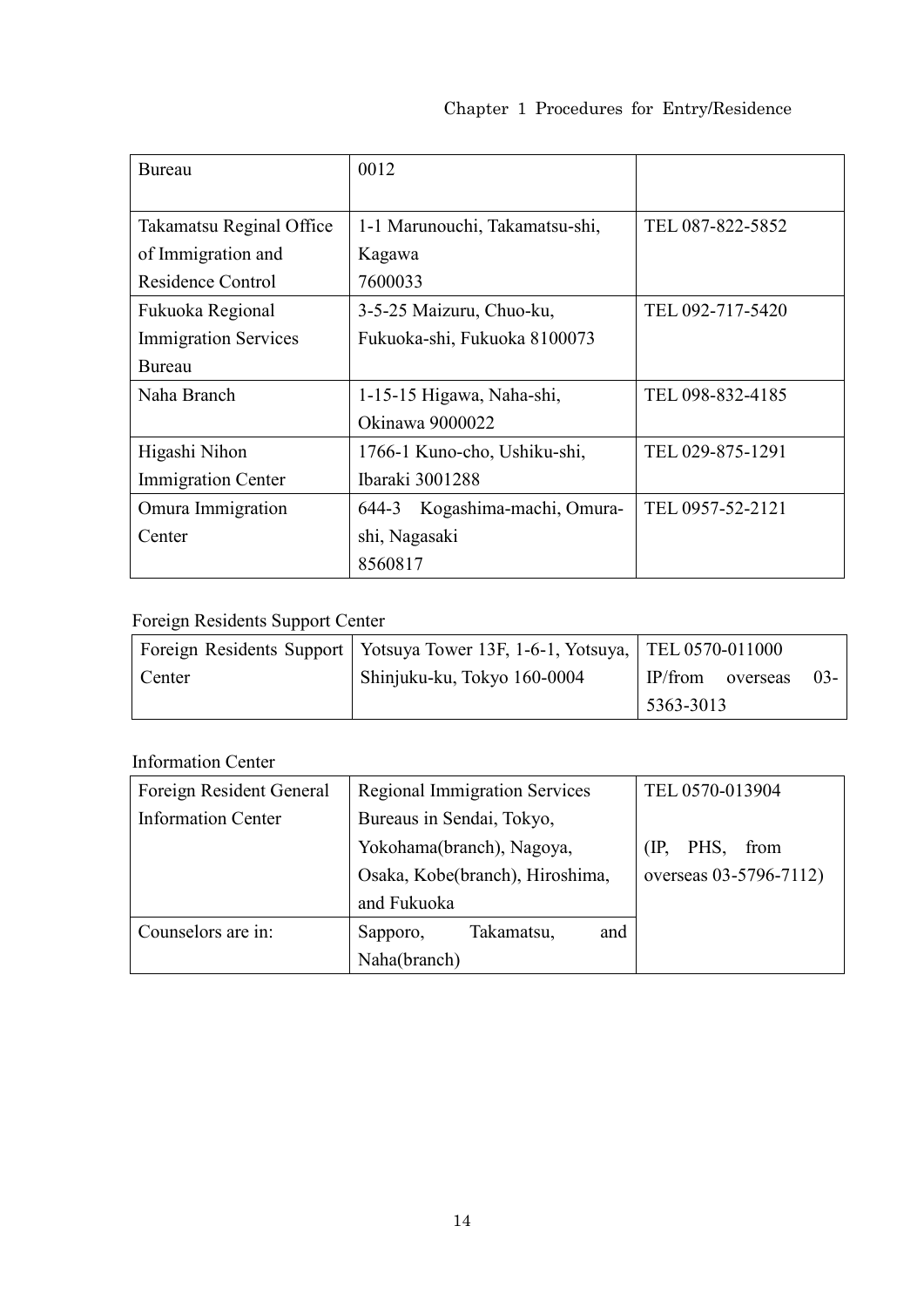| | | |
|---|---|---|
| Bureau | 0012 | |
| Takamatsu Reginal Office of Immigration and Residence Control | 1-1 Marunouchi, Takamatsu-shi, Kagawa 7600033 | TEL 087-822-5852 |
| Fukuoka Regional Immigration Services Bureau | 3-5-25 Maizuru, Chuo-ku, Fukuoka-shi, Fukuoka 8100073 | TEL 092-717-5420 |
| Naha Branch | 1-15-15 Higawa, Naha-shi, Okinawa 9000022 | TEL 098-832-4185 |
| Higashi Nihon Immigration Center | 1766-1 Kuno-cho, Ushiku-shi, Ibaraki 3001288 | TEL 029-875-1291 |
| Omura Immigration Center | 644-3 Kogashima-machi, Omura-shi, Nagasaki 8560817 | TEL 0957-52-2121 |

Foreign Residents Support Center

| | | |
|---|---|---|
| Foreign Residents Support Center | Yotsuya Tower 13F, 1-6-1, Yotsuya, Shinjuku-ku, Tokyo 160-0004 | TEL 0570-011000 IP/from overseas 03-5363-3013 |

Information Center

| | | |
|---|---|---|
| Foreign Resident General Information Center | Regional Immigration Services Bureaus in Sendai, Tokyo, Yokohama(branch), Nagoya, Osaka, Kobe(branch), Hiroshima, and Fukuoka | TEL 0570-013904 (IP, PHS, from overseas 03-5796-7112) |
| Counselors are in: | Sapporo, Takamatsu, and Naha(branch) | |